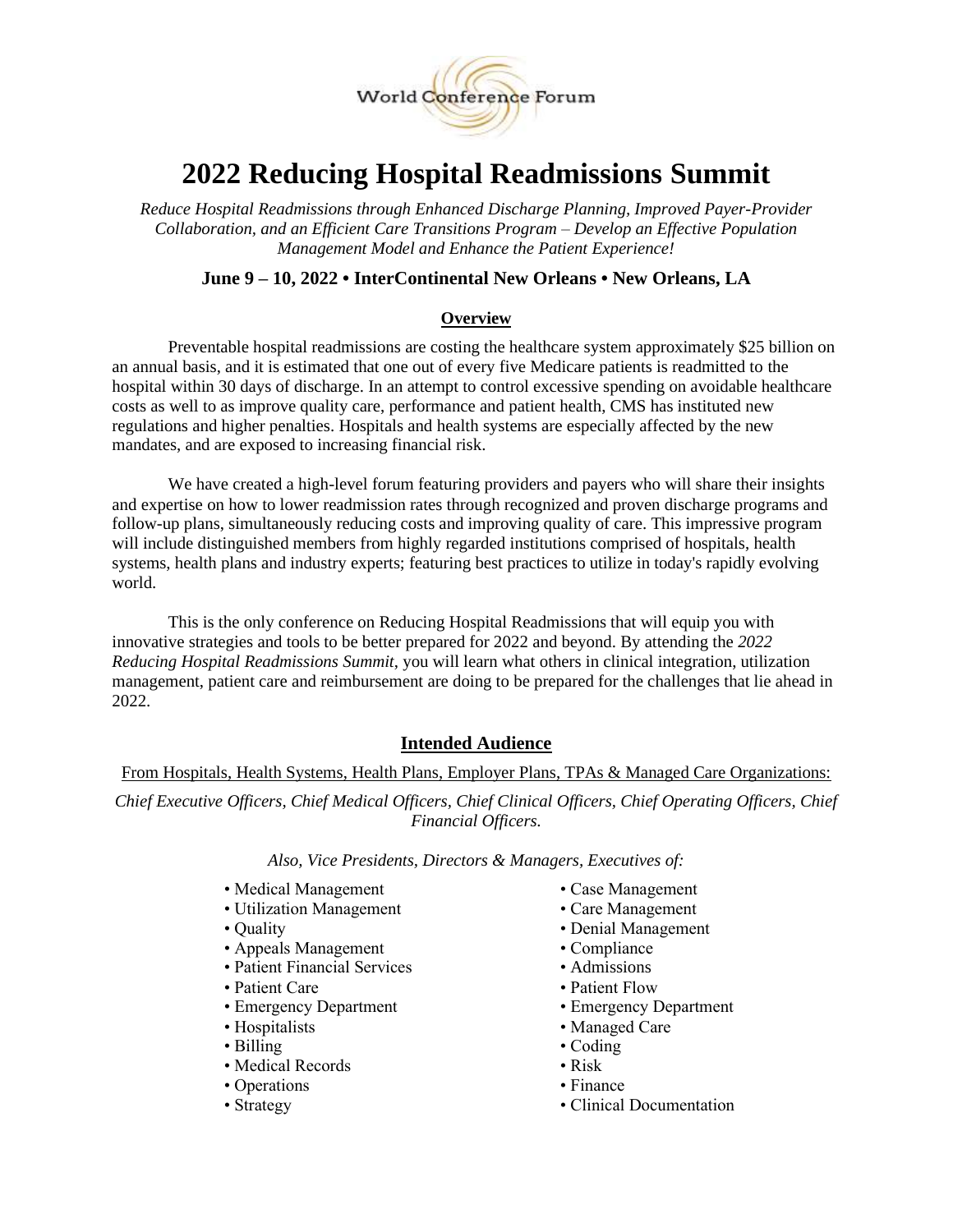World Conference Forum

# 2022 Reducing Hospital Readmissions Summit

*Reduce Hospital Readmissions through Enhanced Discharge Planning, Improved Payer-Provider Collaboration, and an Efficient Care Transitions Program – Develop an Effective Population Management Model and Enhance the Patient Experience!*

**June 9 – 10, 2022 • InterContinental New Orleans • New Orleans, LA**

## Overview

Preventable hospital readmissions are costing the healthcare system approximately $25 billion on an annual basis, and it is estimated that one out of every five Medicare patients is readmitted to the hospital within 30 days of discharge. In an attempt to control excessive spending on avoidable healthcare costs as well to as improve quality care, performance and patient health, CMS has instituted new regulations and higher penalties. Hospitals and health systems are especially affected by the new mandates, and are exposed to increasing financial risk.

We have created a high-level forum featuring providers and payers who will share their insights and expertise on how to lower readmission rates through recognized and proven discharge programs and follow-up plans, simultaneously reducing costs and improving quality of care. This impressive program will include distinguished members from highly regarded institutions comprised of hospitals, health systems, health plans and industry experts; featuring best practices to utilize in today's rapidly evolving world.

This is the only conference on Reducing Hospital Readmissions that will equip you with innovative strategies and tools to be better prepared for 2022 and beyond. By attending the *2022 Reducing Hospital Readmissions Summit*, you will learn what others in clinical integration, utilization management, patient care and reimbursement are doing to be prepared for the challenges that lie ahead in 2022.

## Intended Audience

From Hospitals, Health Systems, Health Plans, Employer Plans, TPAs & Managed Care Organizations:

*Chief Executive Officers, Chief Medical Officers, Chief Clinical Officers, Chief Operating Officers, Chief Financial Officers.*

*Also, Vice Presidents, Directors & Managers, Executives of:*

- Medical Management
- Utilization Management
- Quality
- Appeals Management
- Patient Financial Services
- Patient Care
- Emergency Department
- Hospitalists
- Billing
- Medical Records
- Operations
- Strategy
- Case Management
- Care Management
- Denial Management
- Compliance
- Admissions
- Patient Flow
- Emergency Department
- Managed Care
- Coding
- Risk
- Finance
- Clinical Documentation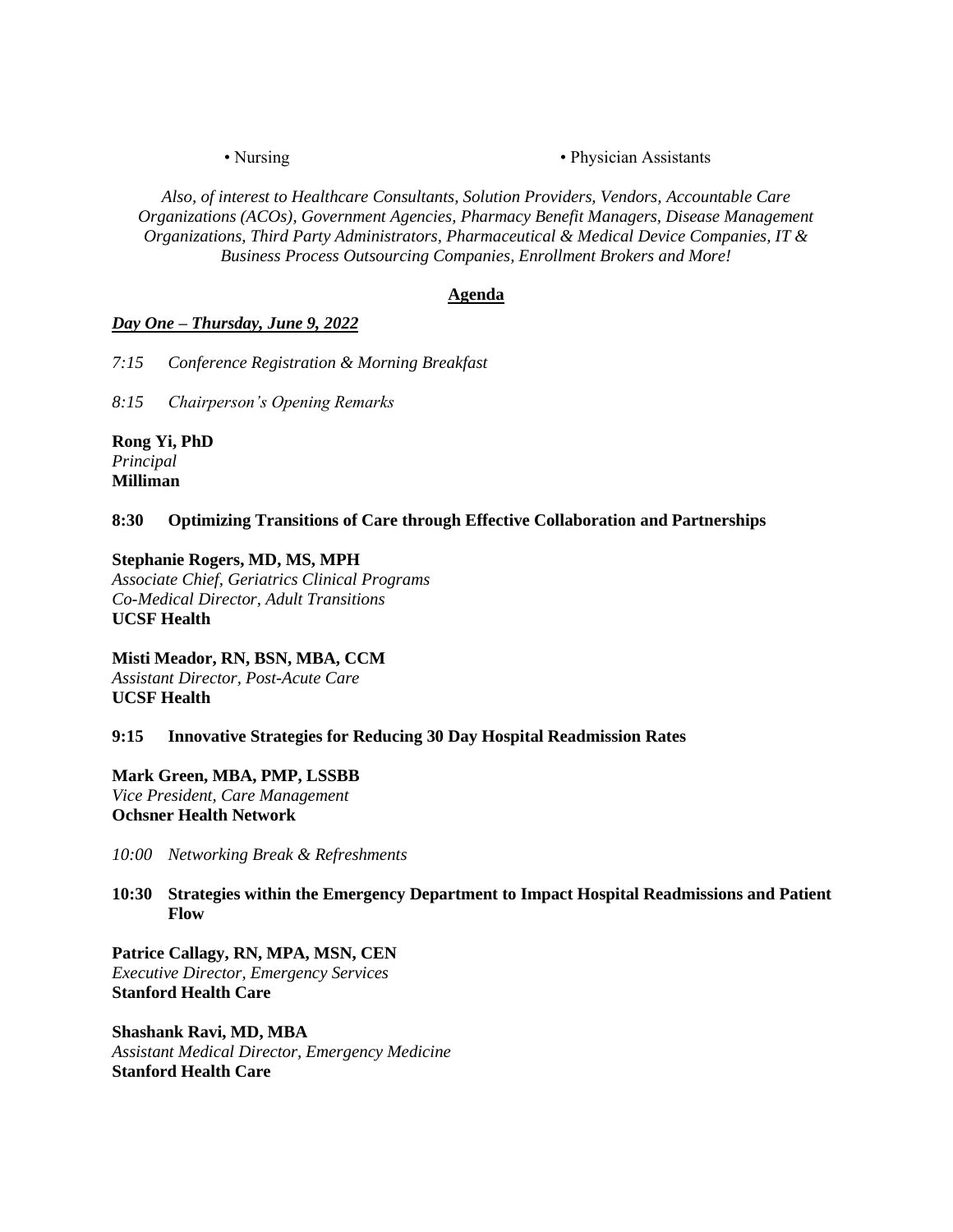- Nursing
- Physician Assistants

*Also, of interest to Healthcare Consultants, Solution Providers, Vendors, Accountable Care Organizations (ACOs), Government Agencies, Pharmacy Benefit Managers, Disease Management Organizations, Third Party Administrators, Pharmaceutical & Medical Device Companies, IT & Business Process Outsourcing Companies, Enrollment Brokers and More!*

## Agenda

### *Day One – Thursday, June 9, 2022*

*7:15 Conference Registration & Morning Breakfast*

*8:15 Chairperson's Opening Remarks*

**Rong Yi, PhD**
*Principal*
**Milliman**

**8:30 Optimizing Transitions of Care through Effective Collaboration and Partnerships**

**Stephanie Rogers, MD, MS, MPH**
*Associate Chief, Geriatrics Clinical Programs*
*Co-Medical Director, Adult Transitions*
**UCSF Health**

**Misti Meador, RN, BSN, MBA, CCM**
*Assistant Director, Post-Acute Care*
**UCSF Health**

**9:15 Innovative Strategies for Reducing 30 Day Hospital Readmission Rates**

**Mark Green, MBA, PMP, LSSBB**
*Vice President, Care Management*
**Ochsner Health Network**

*10:00 Networking Break & Refreshments*

**10:30 Strategies within the Emergency Department to Impact Hospital Readmissions and Patient Flow**

**Patrice Callagy, RN, MPA, MSN, CEN**
*Executive Director, Emergency Services*
**Stanford Health Care**

**Shashank Ravi, MD, MBA**
*Assistant Medical Director, Emergency Medicine*
**Stanford Health Care**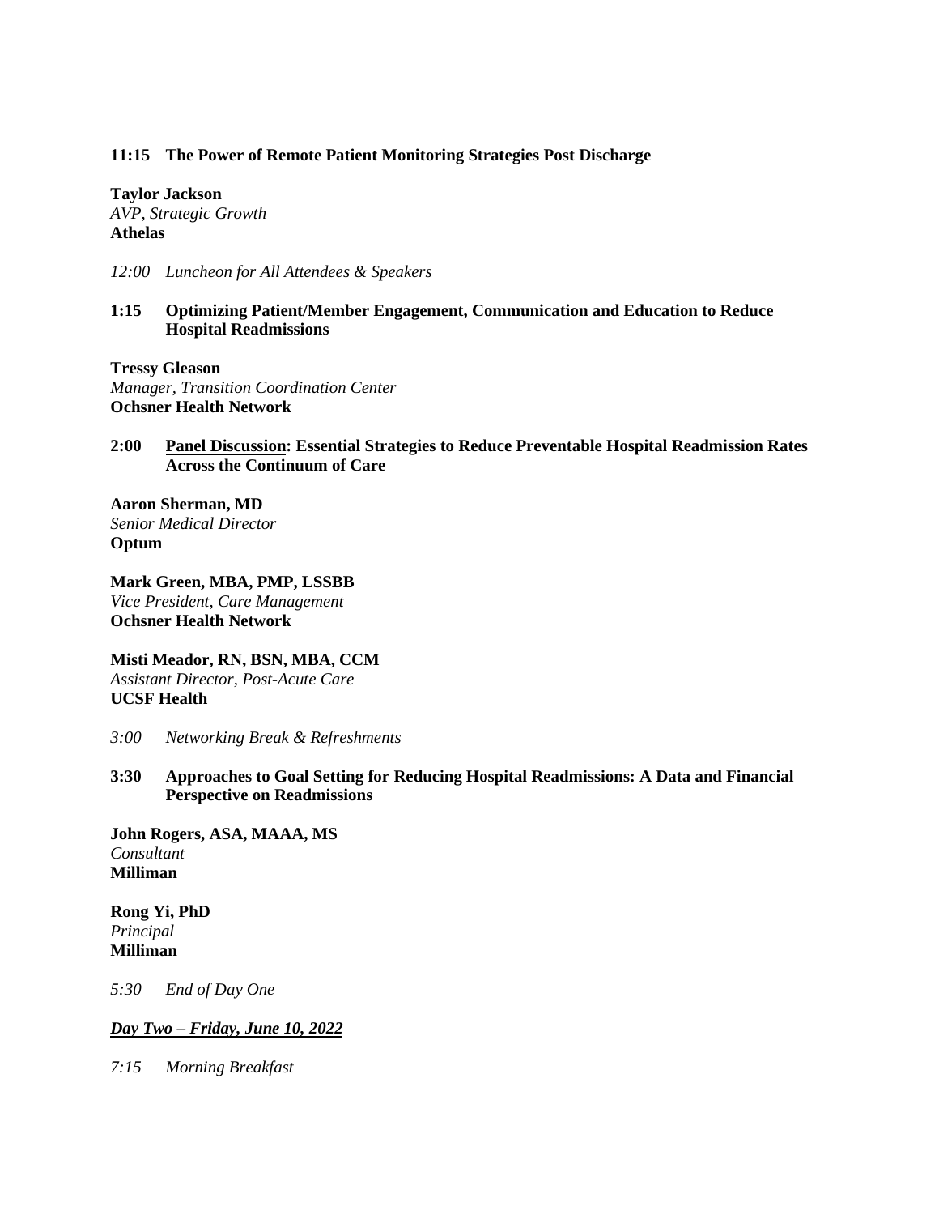**11:15 The Power of Remote Patient Monitoring Strategies Post Discharge**

**Taylor Jackson**
*AVP, Strategic Growth*
**Athelas**

*12:00 Luncheon for All Attendees & Speakers*

**1:15 Optimizing Patient/Member Engagement, Communication and Education to Reduce Hospital Readmissions**

**Tressy Gleason**
*Manager, Transition Coordination Center*
**Ochsner Health Network**

**2:00 <u>Panel Discussion</u>: Essential Strategies to Reduce Preventable Hospital Readmission Rates Across the Continuum of Care**

**Aaron Sherman, MD**
*Senior Medical Director*
**Optum**

**Mark Green, MBA, PMP, LSSBB**
*Vice President, Care Management*
**Ochsner Health Network**

**Misti Meador, RN, BSN, MBA, CCM**
*Assistant Director, Post-Acute Care*
**UCSF Health**

*3:00 Networking Break & Refreshments*

**3:30 Approaches to Goal Setting for Reducing Hospital Readmissions: A Data and Financial Perspective on Readmissions**

**John Rogers, ASA, MAAA, MS**
*Consultant*
**Milliman**

**Rong Yi, PhD**
*Principal*
**Milliman**

*5:30 End of Day One*

***<u>Day Two – Friday, June 10, 2022</u>***

*7:15 Morning Breakfast*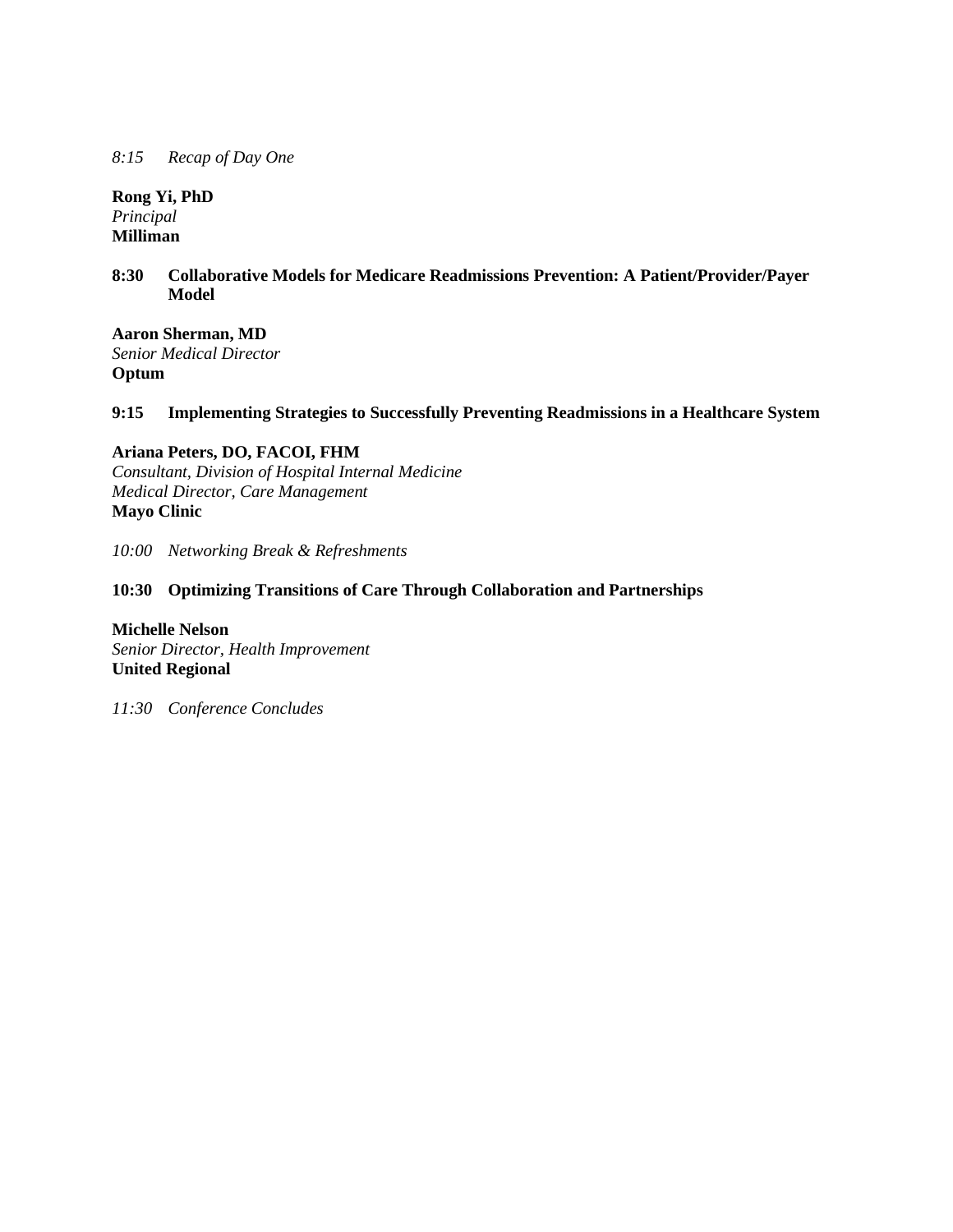*8:15 Recap of Day One*

**Rong Yi, PhD**
*Principal*
**Milliman**

**8:30 Collaborative Models for Medicare Readmissions Prevention: A Patient/Provider/Payer Model**

**Aaron Sherman, MD**
*Senior Medical Director*
**Optum**

**9:15 Implementing Strategies to Successfully Preventing Readmissions in a Healthcare System**

**Ariana Peters, DO, FACOI, FHM**
*Consultant, Division of Hospital Internal Medicine*
*Medical Director, Care Management*
**Mayo Clinic**

*10:00 Networking Break & Refreshments*

**10:30 Optimizing Transitions of Care Through Collaboration and Partnerships**

**Michelle Nelson**
*Senior Director, Health Improvement*
**United Regional**

*11:30 Conference Concludes*